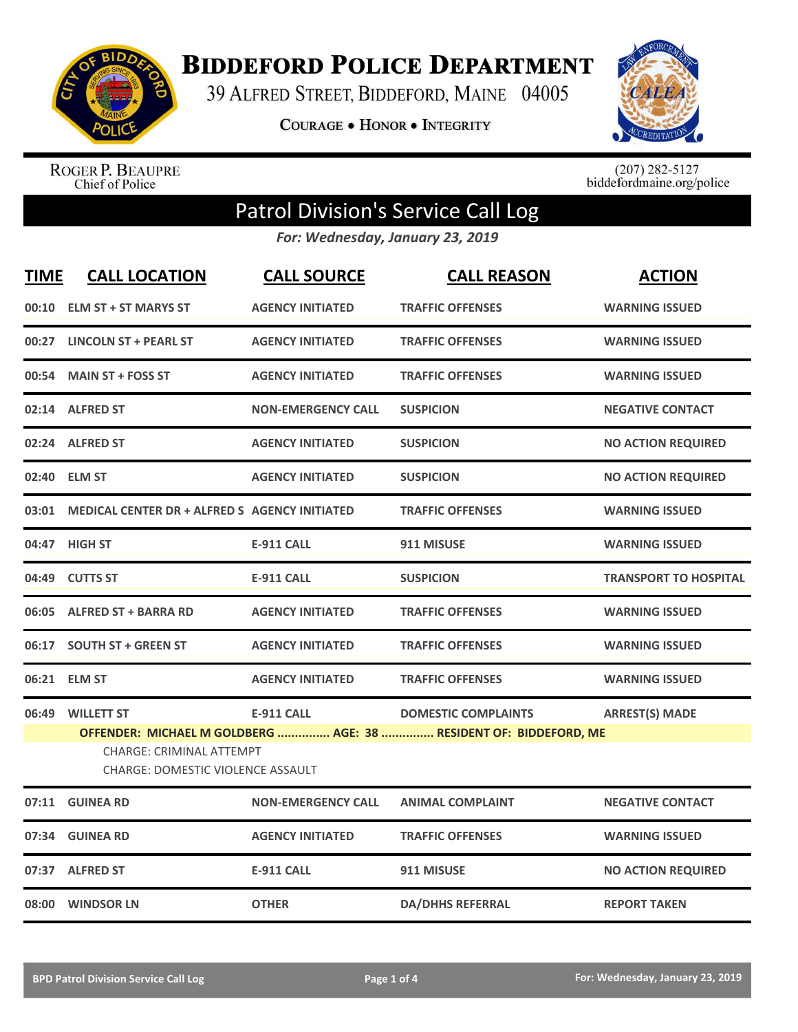# Biddeford Police Department

39 Alfred Street, Biddeford, Maine 04005

**Courage • Honor • Integrity**

Roger P. Beaupre
Chief of Police

(207) 282-5127
biddefordmaine.org/police

## Patrol Division's Service Call Log

*For: Wednesday, January 23, 2019*

| TIME | CALL LOCATION | CALL SOURCE | CALL REASON | ACTION |
|---|---|---|---|---|
| 00:10 | ELM ST + ST MARYS ST | AGENCY INITIATED | TRAFFIC OFFENSES | WARNING ISSUED |
| 00:27 | LINCOLN ST + PEARL ST | AGENCY INITIATED | TRAFFIC OFFENSES | WARNING ISSUED |
| 00:54 | MAIN ST + FOSS ST | AGENCY INITIATED | TRAFFIC OFFENSES | WARNING ISSUED |
| 02:14 | ALFRED ST | NON-EMERGENCY CALL | SUSPICION | NEGATIVE CONTACT |
| 02:24 | ALFRED ST | AGENCY INITIATED | SUSPICION | NO ACTION REQUIRED |
| 02:40 | ELM ST | AGENCY INITIATED | SUSPICION | NO ACTION REQUIRED |
| 03:01 | MEDICAL CENTER DR + ALFRED S | AGENCY INITIATED | TRAFFIC OFFENSES | WARNING ISSUED |
| 04:47 | HIGH ST | E-911 CALL | 911 MISUSE | WARNING ISSUED |
| 04:49 | CUTTS ST | E-911 CALL | SUSPICION | TRANSPORT TO HOSPITAL |
| 06:05 | ALFRED ST + BARRA RD | AGENCY INITIATED | TRAFFIC OFFENSES | WARNING ISSUED |
| 06:17 | SOUTH ST + GREEN ST | AGENCY INITIATED | TRAFFIC OFFENSES | WARNING ISSUED |
| 06:21 | ELM ST | AGENCY INITIATED | TRAFFIC OFFENSES | WARNING ISSUED |
| 06:49 | WILLETT ST | E-911 CALL | DOMESTIC COMPLAINTS | ARREST(S) MADE |
| | **OFFENDER: MICHAEL M GOLDBERG ............... AGE: 38 ............... RESIDENT OF: BIDDEFORD, ME**<br>CHARGE: CRIMINAL ATTEMPT<br>CHARGE: DOMESTIC VIOLENCE ASSAULT | | | |
| 07:11 | GUINEA RD | NON-EMERGENCY CALL | ANIMAL COMPLAINT | NEGATIVE CONTACT |
| 07:34 | GUINEA RD | AGENCY INITIATED | TRAFFIC OFFENSES | WARNING ISSUED |
| 07:37 | ALFRED ST | E-911 CALL | 911 MISUSE | NO ACTION REQUIRED |
| 08:00 | WINDSOR LN | OTHER | DA/DHHS REFERRAL | REPORT TAKEN |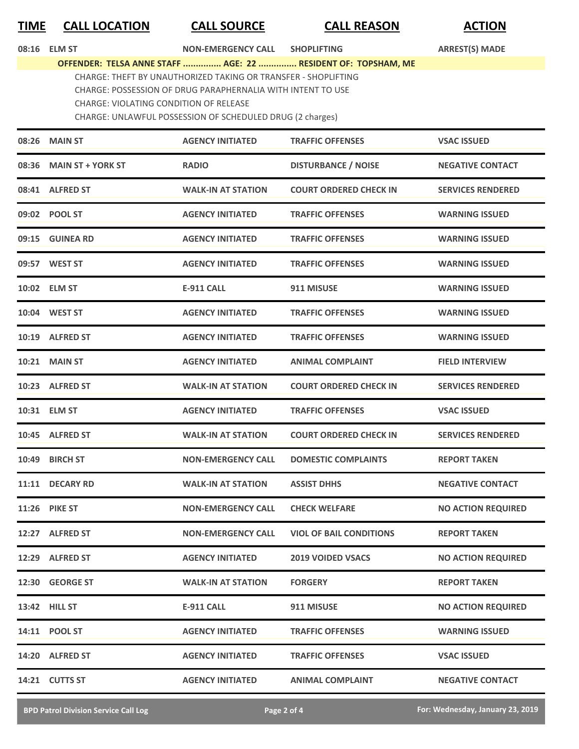| TIME | CALL LOCATION | CALL SOURCE | CALL REASON | ACTION |
|---|---|---|---|---|
| 08:16 | ELM ST | NON-EMERGENCY CALL | SHOPLIFTING | ARREST(S) MADE |
| | OFFENDER: TELSA ANNE STAFF ............... AGE: 22 ............... RESIDENT OF: TOPSHAM, ME | | | |
| | CHARGE: THEFT BY UNAUTHORIZED TAKING OR TRANSFER - SHOPLIFTING<br>CHARGE: POSSESSION OF DRUG PARAPHERNALIA WITH INTENT TO USE<br>CHARGE: VIOLATING CONDITION OF RELEASE<br>CHARGE: UNLAWFUL POSSESSION OF SCHEDULED DRUG (2 charges) | | | |
| 08:26 | MAIN ST | AGENCY INITIATED | TRAFFIC OFFENSES | VSAC ISSUED |
| 08:36 | MAIN ST + YORK ST | RADIO | DISTURBANCE / NOISE | NEGATIVE CONTACT |
| 08:41 | ALFRED ST | WALK-IN AT STATION | COURT ORDERED CHECK IN | SERVICES RENDERED |
| 09:02 | POOL ST | AGENCY INITIATED | TRAFFIC OFFENSES | WARNING ISSUED |
| 09:15 | GUINEA RD | AGENCY INITIATED | TRAFFIC OFFENSES | WARNING ISSUED |
| 09:57 | WEST ST | AGENCY INITIATED | TRAFFIC OFFENSES | WARNING ISSUED |
| 10:02 | ELM ST | E-911 CALL | 911 MISUSE | WARNING ISSUED |
| 10:04 | WEST ST | AGENCY INITIATED | TRAFFIC OFFENSES | WARNING ISSUED |
| 10:19 | ALFRED ST | AGENCY INITIATED | TRAFFIC OFFENSES | WARNING ISSUED |
| 10:21 | MAIN ST | AGENCY INITIATED | ANIMAL COMPLAINT | FIELD INTERVIEW |
| 10:23 | ALFRED ST | WALK-IN AT STATION | COURT ORDERED CHECK IN | SERVICES RENDERED |
| 10:31 | ELM ST | AGENCY INITIATED | TRAFFIC OFFENSES | VSAC ISSUED |
| 10:45 | ALFRED ST | WALK-IN AT STATION | COURT ORDERED CHECK IN | SERVICES RENDERED |
| 10:49 | BIRCH ST | NON-EMERGENCY CALL | DOMESTIC COMPLAINTS | REPORT TAKEN |
| 11:11 | DECARY RD | WALK-IN AT STATION | ASSIST DHHS | NEGATIVE CONTACT |
| 11:26 | PIKE ST | NON-EMERGENCY CALL | CHECK WELFARE | NO ACTION REQUIRED |
| 12:27 | ALFRED ST | NON-EMERGENCY CALL | VIOL OF BAIL CONDITIONS | REPORT TAKEN |
| 12:29 | ALFRED ST | AGENCY INITIATED | 2019 VOIDED VSACS | NO ACTION REQUIRED |
| 12:30 | GEORGE ST | WALK-IN AT STATION | FORGERY | REPORT TAKEN |
| 13:42 | HILL ST | E-911 CALL | 911 MISUSE | NO ACTION REQUIRED |
| 14:11 | POOL ST | AGENCY INITIATED | TRAFFIC OFFENSES | WARNING ISSUED |
| 14:20 | ALFRED ST | AGENCY INITIATED | TRAFFIC OFFENSES | VSAC ISSUED |
| 14:21 | CUTTS ST | AGENCY INITIATED | ANIMAL COMPLAINT | NEGATIVE CONTACT |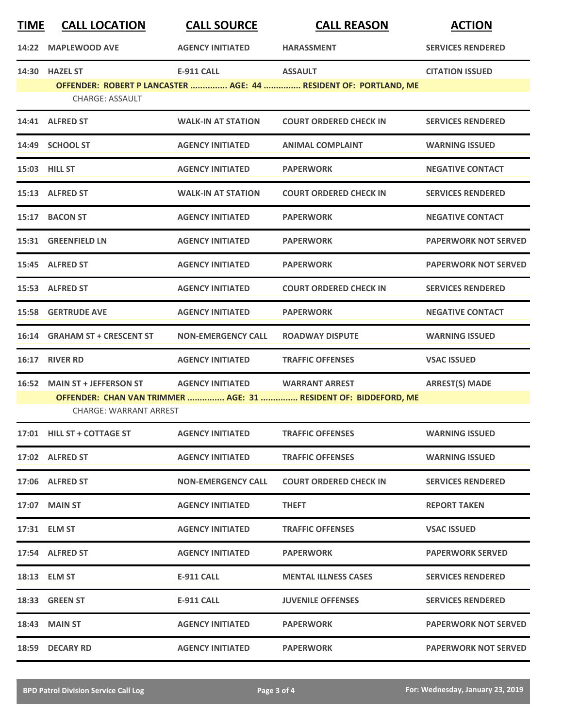| TIME | CALL LOCATION | CALL SOURCE | CALL REASON | ACTION |
|---|---|---|---|---|
| 14:22 | MAPLEWOOD AVE | AGENCY INITIATED | HARASSMENT | SERVICES RENDERED |
| 14:30 | HAZEL ST | E-911 CALL | ASSAULT | CITATION ISSUED |
| | OFFENDER: ROBERT P LANCASTER ............... AGE: 44 ............... RESIDENT OF: PORTLAND, ME | | | |
| | CHARGE: ASSAULT | | | |
| 14:41 | ALFRED ST | WALK-IN AT STATION | COURT ORDERED CHECK IN | SERVICES RENDERED |
| 14:49 | SCHOOL ST | AGENCY INITIATED | ANIMAL COMPLAINT | WARNING ISSUED |
| 15:03 | HILL ST | AGENCY INITIATED | PAPERWORK | NEGATIVE CONTACT |
| 15:13 | ALFRED ST | WALK-IN AT STATION | COURT ORDERED CHECK IN | SERVICES RENDERED |
| 15:17 | BACON ST | AGENCY INITIATED | PAPERWORK | NEGATIVE CONTACT |
| 15:31 | GREENFIELD LN | AGENCY INITIATED | PAPERWORK | PAPERWORK NOT SERVED |
| 15:45 | ALFRED ST | AGENCY INITIATED | PAPERWORK | PAPERWORK NOT SERVED |
| 15:53 | ALFRED ST | AGENCY INITIATED | COURT ORDERED CHECK IN | SERVICES RENDERED |
| 15:58 | GERTRUDE AVE | AGENCY INITIATED | PAPERWORK | NEGATIVE CONTACT |
| 16:14 | GRAHAM ST + CRESCENT ST | NON-EMERGENCY CALL | ROADWAY DISPUTE | WARNING ISSUED |
| 16:17 | RIVER RD | AGENCY INITIATED | TRAFFIC OFFENSES | VSAC ISSUED |
| 16:52 | MAIN ST + JEFFERSON ST | AGENCY INITIATED | WARRANT ARREST | ARREST(S) MADE |
| | OFFENDER: CHAN VAN TRIMMER ............... AGE: 31 ............... RESIDENT OF: BIDDEFORD, ME | | | |
| | CHARGE: WARRANT ARREST | | | |
| 17:01 | HILL ST + COTTAGE ST | AGENCY INITIATED | TRAFFIC OFFENSES | WARNING ISSUED |
| 17:02 | ALFRED ST | AGENCY INITIATED | TRAFFIC OFFENSES | WARNING ISSUED |
| 17:06 | ALFRED ST | NON-EMERGENCY CALL | COURT ORDERED CHECK IN | SERVICES RENDERED |
| 17:07 | MAIN ST | AGENCY INITIATED | THEFT | REPORT TAKEN |
| 17:31 | ELM ST | AGENCY INITIATED | TRAFFIC OFFENSES | VSAC ISSUED |
| 17:54 | ALFRED ST | AGENCY INITIATED | PAPERWORK | PAPERWORK SERVED |
| 18:13 | ELM ST | E-911 CALL | MENTAL ILLNESS CASES | SERVICES RENDERED |
| 18:33 | GREEN ST | E-911 CALL | JUVENILE OFFENSES | SERVICES RENDERED |
| 18:43 | MAIN ST | AGENCY INITIATED | PAPERWORK | PAPERWORK NOT SERVED |
| 18:59 | DECARY RD | AGENCY INITIATED | PAPERWORK | PAPERWORK NOT SERVED |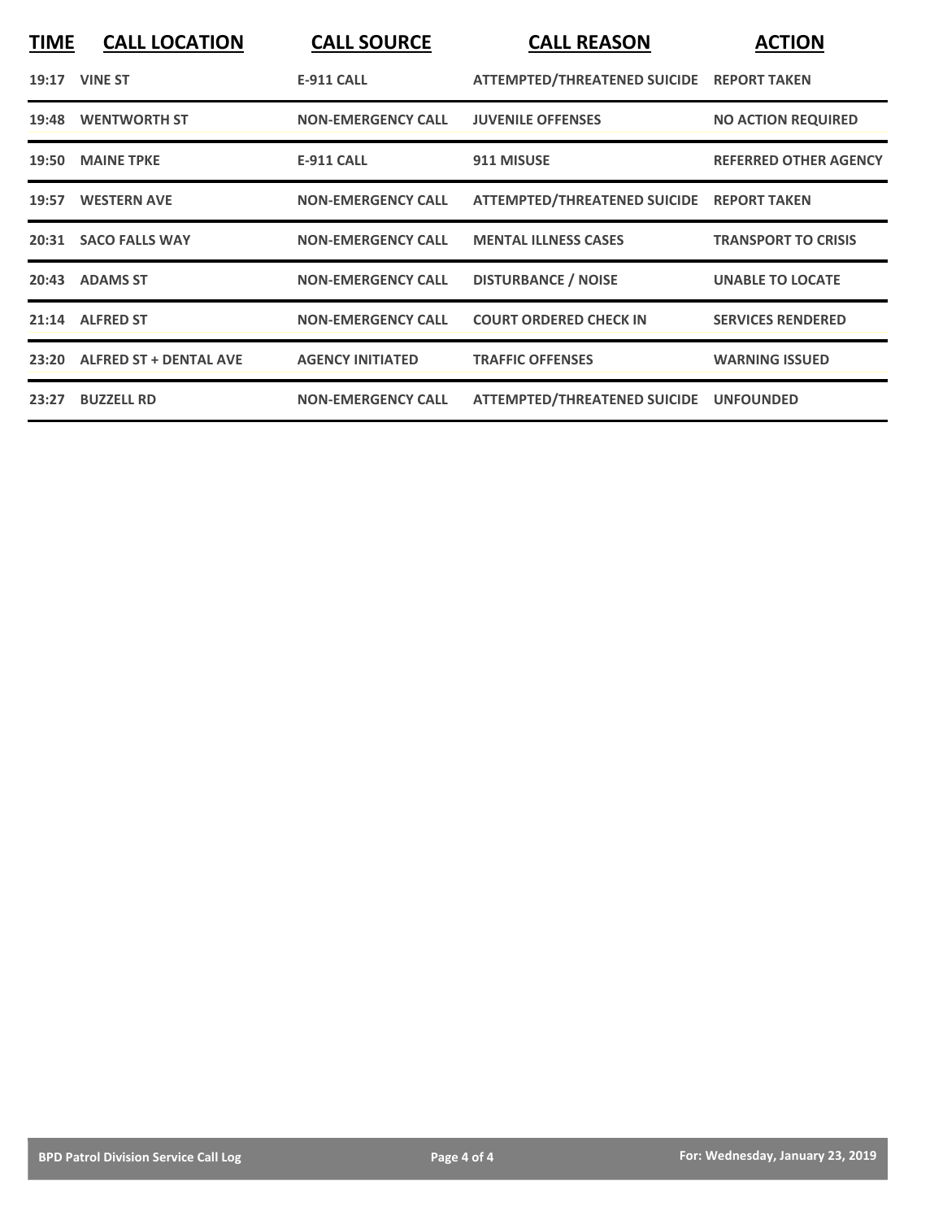| TIME | CALL LOCATION | CALL SOURCE | CALL REASON | ACTION |
| --- | --- | --- | --- | --- |
| 19:17 | VINE ST | E-911 CALL | ATTEMPTED/THREATENED SUICIDE | REPORT TAKEN |
| 19:48 | WENTWORTH ST | NON-EMERGENCY CALL | JUVENILE OFFENSES | NO ACTION REQUIRED |
| 19:50 | MAINE TPKE | E-911 CALL | 911 MISUSE | REFERRED OTHER AGENCY |
| 19:57 | WESTERN AVE | NON-EMERGENCY CALL | ATTEMPTED/THREATENED SUICIDE | REPORT TAKEN |
| 20:31 | SACO FALLS WAY | NON-EMERGENCY CALL | MENTAL ILLNESS CASES | TRANSPORT TO CRISIS |
| 20:43 | ADAMS ST | NON-EMERGENCY CALL | DISTURBANCE / NOISE | UNABLE TO LOCATE |
| 21:14 | ALFRED ST | NON-EMERGENCY CALL | COURT ORDERED CHECK IN | SERVICES RENDERED |
| 23:20 | ALFRED ST + DENTAL AVE | AGENCY INITIATED | TRAFFIC OFFENSES | WARNING ISSUED |
| 23:27 | BUZZELL RD | NON-EMERGENCY CALL | ATTEMPTED/THREATENED SUICIDE | UNFOUNDED |